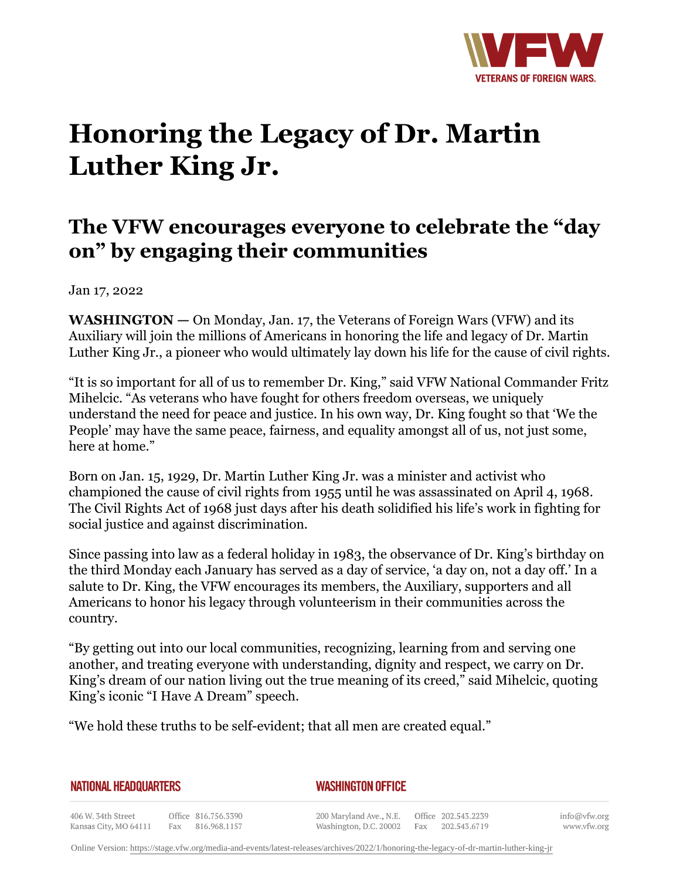# Honoring the Legacy of Dr. Martin Luther King Jr.

## The VFW encourages everyone to celebrate the "day on" by engaging their communities

Jan 17, 2022

**WASHINGTON** — On Monday, Jan. 17, the Veterans of Foreign Wars (VFW) and its Auxiliary will join the millions of Americans in honoring the life and legacy of Dr. Martin Luther King Jr., a pioneer who would ultimately lay down his life for the cause of civil rights.

"It is so important for all of us to remember Dr. King," said VFW National Commander Fritz Mihelcic. "As veterans who have fought for others freedom overseas, we uniquely understand the need for peace and justice. In his own way, Dr. King fought so that 'We the People' may have the same peace, fairness, and equality amongst all of us, not just some, here at home."

Born on Jan. 15, 1929, Dr. Martin Luther King Jr. was a minister and activist who championed the cause of civil rights from 1955 until he was assassinated on April 4, 1968. The Civil Rights Act of 1968 just days after his death solidified his life's work in fighting for social justice and against discrimination.

Since passing into law as a federal holiday in 1983, the observance of Dr. King's birthday on the third Monday each January has served as a day of service, 'a day on, not a day off.' In a salute to Dr. King, the VFW encourages its members, the Auxiliary, supporters and all Americans to honor his legacy through volunteerism in their communities across the country.

"By getting out into our local communities, recognizing, learning from and serving one another, and treating everyone with understanding, dignity and respect, we carry on Dr. King's dream of our nation living out the true meaning of its creed," said Mihelcic, quoting King's iconic "I Have A Dream" speech.

"We hold these truths to be self-evident; that all men are created equal."